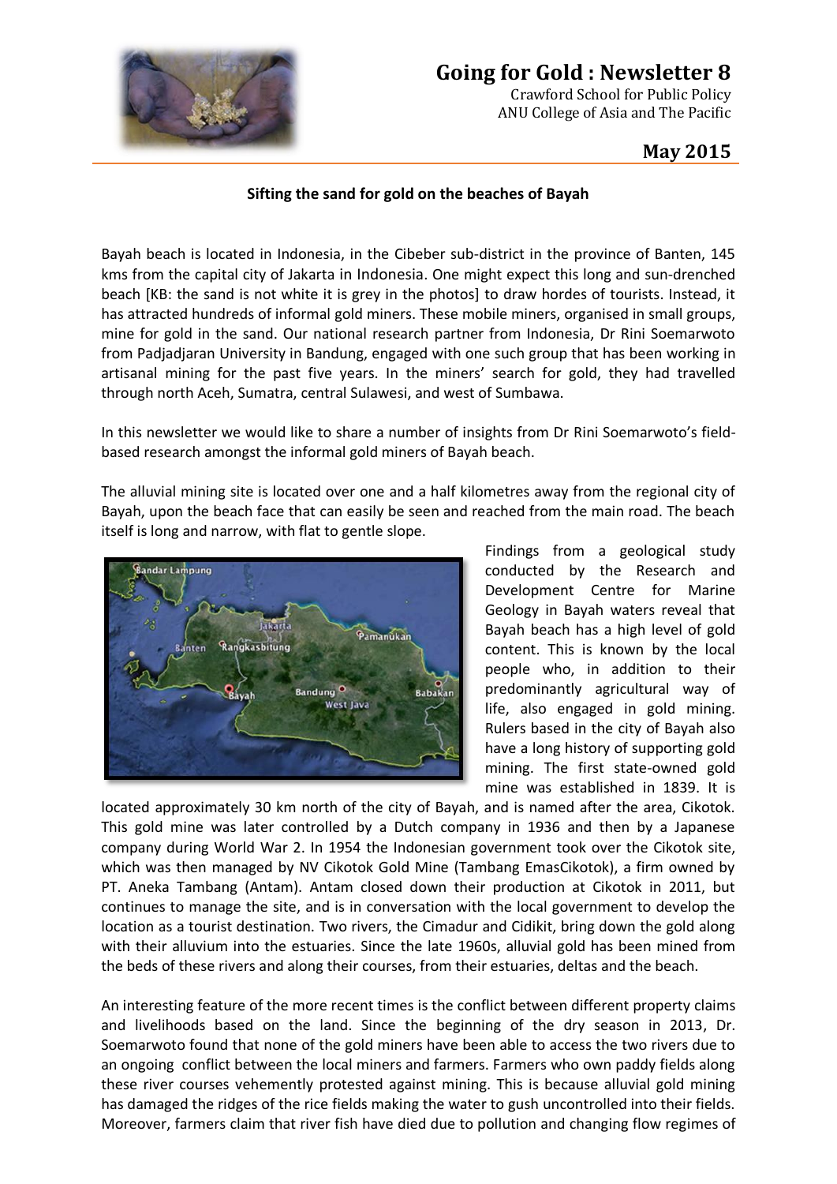# Going for Gold : Newsletter 8

Crawford School for Public Policy
ANU College of Asia and The Pacific

**May 2015**

### Sifting the sand for gold on the beaches of Bayah

Bayah beach is located in Indonesia, in the Cibeber sub-district in the province of Banten, 145 kms from the capital city of Jakarta in Indonesia. One might expect this long and sun-drenched beach [KB: the sand is not white it is grey in the photos] to draw hordes of tourists. Instead, it has attracted hundreds of informal gold miners. These mobile miners, organised in small groups, mine for gold in the sand. Our national research partner from Indonesia, Dr Rini Soemarwoto from Padjadjaran University in Bandung, engaged with one such group that has been working in artisanal mining for the past five years. In the miners' search for gold, they had travelled through north Aceh, Sumatra, central Sulawesi, and west of Sumbawa.

In this newsletter we would like to share a number of insights from Dr Rini Soemarwoto's field-based research amongst the informal gold miners of Bayah beach.

The alluvial mining site is located over one and a half kilometres away from the regional city of Bayah, upon the beach face that can easily be seen and reached from the main road. The beach itself is long and narrow, with flat to gentle slope.

Findings from a geological study conducted by the Research and Development Centre for Marine Geology in Bayah waters reveal that Bayah beach has a high level of gold content. This is known by the local people who, in addition to their predominantly agricultural way of life, also engaged in gold mining. Rulers based in the city of Bayah also have a long history of supporting gold mining. The first state-owned gold mine was established in 1839. It is located approximately 30 km north of the city of Bayah, and is named after the area, Cikotok. This gold mine was later controlled by a Dutch company in 1936 and then by a Japanese company during World War 2. In 1954 the Indonesian government took over the Cikotok site, which was then managed by NV Cikotok Gold Mine (Tambang EmasCikotok), a firm owned by PT. Aneka Tambang (Antam). Antam closed down their production at Cikotok in 2011, but continues to manage the site, and is in conversation with the local government to develop the location as a tourist destination. Two rivers, the Cimadur and Cidikit, bring down the gold along with their alluvium into the estuaries. Since the late 1960s, alluvial gold has been mined from the beds of these rivers and along their courses, from their estuaries, deltas and the beach.

An interesting feature of the more recent times is the conflict between different property claims and livelihoods based on the land. Since the beginning of the dry season in 2013, Dr. Soemarwoto found that none of the gold miners have been able to access the two rivers due to an ongoing conflict between the local miners and farmers. Farmers who own paddy fields along these river courses vehemently protested against mining. This is because alluvial gold mining has damaged the ridges of the rice fields making the water to gush uncontrolled into their fields. Moreover, farmers claim that river fish have died due to pollution and changing flow regimes of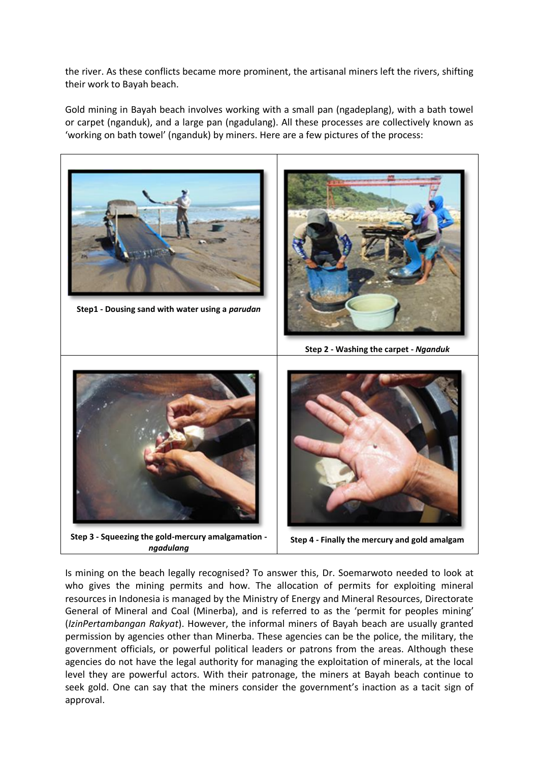the river. As these conflicts became more prominent, the artisanal miners left the rivers, shifting their work to Bayah beach.

Gold mining in Bayah beach involves working with a small pan (ngadeplang), with a bath towel or carpet (nganduk), and a large pan (ngadulang). All these processes are collectively known as 'working on bath towel' (nganduk) by miners. Here are a few pictures of the process:

| | |
|---|---|
| **Step1 - Dousing sand with water using a *parudan*** | **Step 2 - Washing the carpet - *Nganduk*** |
| **Step 3 - Squeezing the gold-mercury amalgamation - *ngadulang*** | **Step 4 - Finally the mercury and gold amalgam** |

Is mining on the beach legally recognised? To answer this, Dr. Soemarwoto needed to look at who gives the mining permits and how. The allocation of permits for exploiting mineral resources in Indonesia is managed by the Ministry of Energy and Mineral Resources, Directorate General of Mineral and Coal (Minerba), and is referred to as the 'permit for peoples mining' (*IzinPertambangan Rakyat*). However, the informal miners of Bayah beach are usually granted permission by agencies other than Minerba. These agencies can be the police, the military, the government officials, or powerful political leaders or patrons from the areas. Although these agencies do not have the legal authority for managing the exploitation of minerals, at the local level they are powerful actors. With their patronage, the miners at Bayah beach continue to seek gold. One can say that the miners consider the government's inaction as a tacit sign of approval.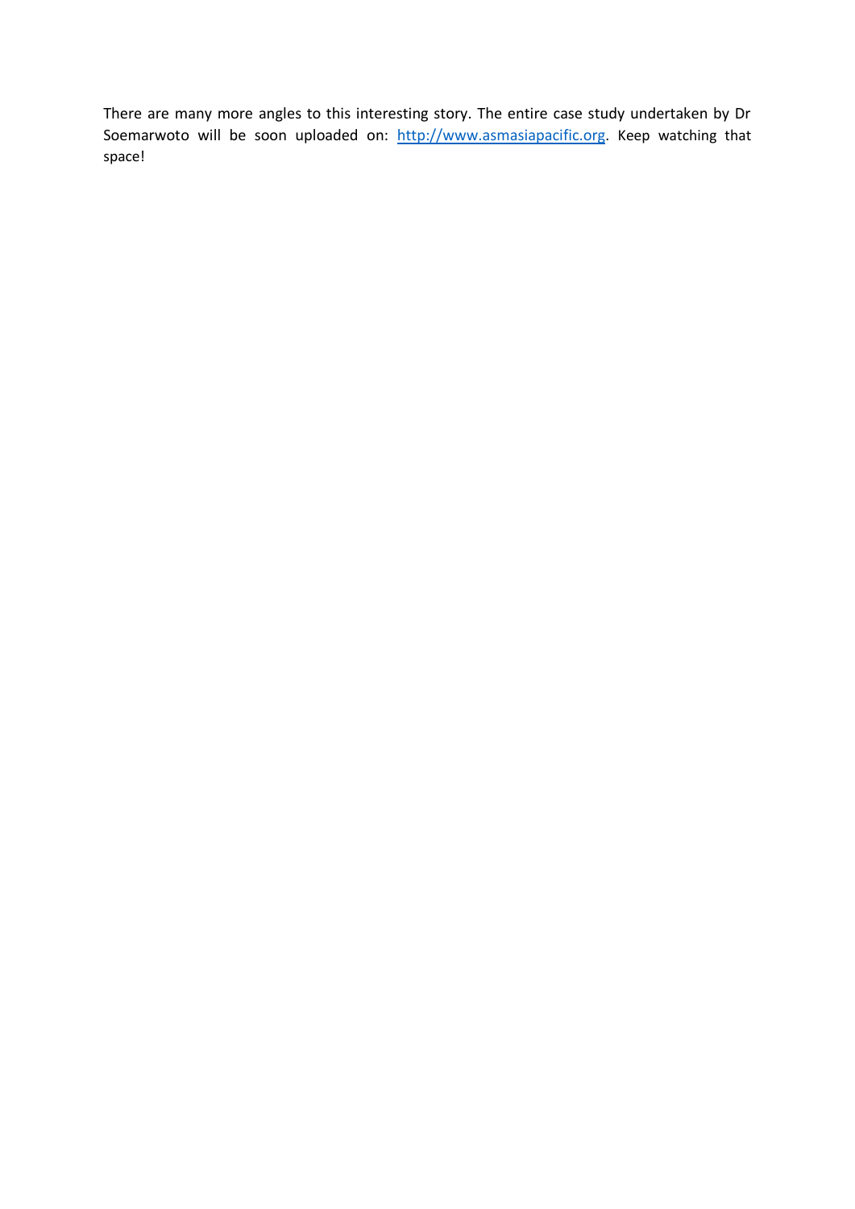There are many more angles to this interesting story. The entire case study undertaken by Dr Soemarwoto will be soon uploaded on: [http://www.asmasiapacific.org](http://www.asmasiapacific.org). Keep watching that space!